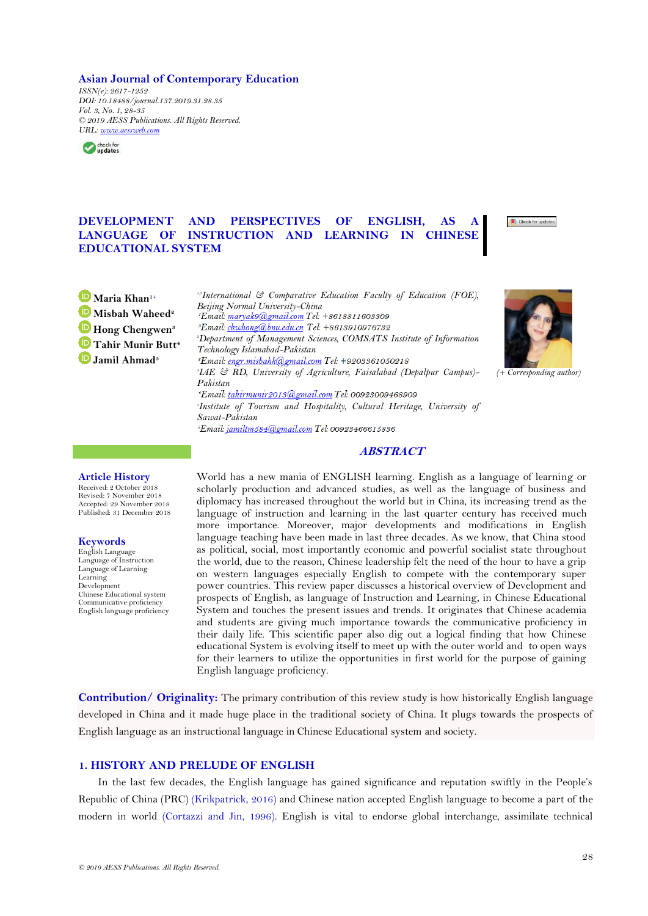**Asian Journal of Contemporary Education**
*ISSN(e): 2617-1252*
*DOI: 10.18488/journal.137.2019.31.28.35*
*Vol. 3, No. 1, 28-35*
*© 2019 AESS Publications. All Rights Reserved.*
*URL: www.aessweb.com*

# DEVELOPMENT AND PERSPECTIVES OF ENGLISH, AS A LANGUAGE OF INSTRUCTION AND LEARNING IN CHINESE EDUCATIONAL SYSTEM

**Maria Khan**[1+]
**Misbah Waheed**[2]
**Hong Chengwen**[3]
**Tahir Munir Butt**[4]
**Jamil Ahmad**[5]

[1,3]*International & Comparative Education Faculty of Education (FOE), Beijing Normal University-China*
[1]*Email: maryak9@gmail.com Tel: +8618811603309*
[3]*Email: chwhong@bnu.edu.cn Tel: +8613910976732*
[2]*Department of Management Sciences, COMSATS Institute of Information Technology Islamabad-Pakistan*
[2]*Email: engr.misbahk@gmail.com Tel: +9203361050218*
[4]*IAE & RD, University of Agriculture, Faisalabad (Depalpur Campus)-Pakistan*
[4]*Email: tahirmunir2013@gmail.com Tel: 00923009468909*
[5]*Institute of Tourism and Hospitality, Cultural Heritage, University of Sawat-Pakistan*
[5]*Email: jamiltm584@gmail.com Tel: 00923466615836*

*(+ Corresponding author)*

## ABSTRACT

**Article History**
Received: 2 October 2018
Revised: 7 November 2018
Accepted: 29 November 2018
Published: 31 December 2018

**Keywords**
English Language
Language of Instruction
Language of Learning
Learning
Development
Chinese Educational system
Communicative proficiency
English language proficiency

World has a new mania of ENGLISH learning. English as a language of learning or scholarly production and advanced studies, as well as the language of business and diplomacy has increased throughout the world but in China, its increasing trend as the language of instruction and learning in the last quarter century has received much more importance. Moreover, major developments and modifications in English language teaching have been made in last three decades. As we know, that China stood as political, social, most importantly economic and powerful socialist state throughout the world, due to the reason, Chinese leadership felt the need of the hour to have a grip on western languages especially English to compete with the contemporary super power countries. This review paper discusses a historical overview of Development and prospects of English, as language of Instruction and Learning, in Chinese Educational System and touches the present issues and trends. It originates that Chinese academia and students are giving much importance towards the communicative proficiency in their daily life. This scientific paper also dig out a logical finding that how Chinese educational System is evolving itself to meet up with the outer world and to open ways for their learners to utilize the opportunities in first world for the purpose of gaining English language proficiency.

**Contribution/ Originality:** The primary contribution of this review study is how historically English language developed in China and it made huge place in the traditional society of China. It plugs towards the prospects of English language as an instructional language in Chinese Educational system and society.

## 1. HISTORY AND PRELUDE OF ENGLISH

In the last few decades, the English language has gained significance and reputation swiftly in the People's Republic of China (PRC) (Krikpatrick, 2016) and Chinese nation accepted English language to become a part of the modern in world (Cortazzi and Jin, 1996). English is vital to endorse global interchange, assimilate technical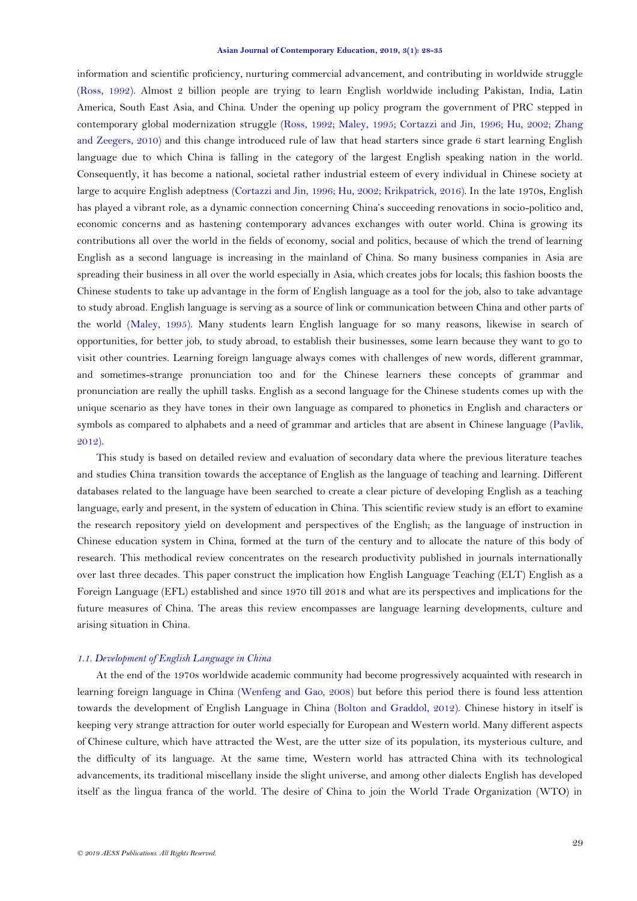information and scientific proficiency, nurturing commercial advancement, and contributing in worldwide struggle (Ross, 1992). Almost 2 billion people are trying to learn English worldwide including Pakistan, India, Latin America, South East Asia, and China. Under the opening up policy program the government of PRC stepped in contemporary global modernization struggle (Ross, 1992; Maley, 1995; Cortazzi and Jin, 1996; Hu, 2002; Zhang and Zeegers, 2010) and this change introduced rule of law that head starters since grade 6 start learning English language due to which China is falling in the category of the largest English speaking nation in the world. Consequently, it has become a national, societal rather industrial esteem of every individual in Chinese society at large to acquire English adeptness (Cortazzi and Jin, 1996; Hu, 2002; Krikpatrick, 2016). In the late 1970s, English has played a vibrant role, as a dynamic connection concerning China's succeeding renovations in socio-politico and, economic concerns and as hastening contemporary advances exchanges with outer world. China is growing its contributions all over the world in the fields of economy, social and politics, because of which the trend of learning English as a second language is increasing in the mainland of China. So many business companies in Asia are spreading their business in all over the world especially in Asia, which creates jobs for locals; this fashion boosts the Chinese students to take up advantage in the form of English language as a tool for the job, also to take advantage to study abroad. English language is serving as a source of link or communication between China and other parts of the world (Maley, 1995). Many students learn English language for so many reasons, likewise in search of opportunities, for better job, to study abroad, to establish their businesses, some learn because they want to go to visit other countries. Learning foreign language always comes with challenges of new words, different grammar, and sometimes-strange pronunciation too and for the Chinese learners these concepts of grammar and pronunciation are really the uphill tasks. English as a second language for the Chinese students comes up with the unique scenario as they have tones in their own language as compared to phonetics in English and characters or symbols as compared to alphabets and a need of grammar and articles that are absent in Chinese language (Pavlik, 2012).

This study is based on detailed review and evaluation of secondary data where the previous literature teaches and studies China transition towards the acceptance of English as the language of teaching and learning. Different databases related to the language have been searched to create a clear picture of developing English as a teaching language, early and present, in the system of education in China. This scientific review study is an effort to examine the research repository yield on development and perspectives of the English; as the language of instruction in Chinese education system in China, formed at the turn of the century and to allocate the nature of this body of research. This methodical review concentrates on the research productivity published in journals internationally over last three decades. This paper construct the implication how English Language Teaching (ELT) English as a Foreign Language (EFL) established and since 1970 till 2018 and what are its perspectives and implications for the future measures of China. The areas this review encompasses are language learning developments, culture and arising situation in China.

### *1.1. Development of English Language in China*

At the end of the 1970s worldwide academic community had become progressively acquainted with research in learning foreign language in China (Wenfeng and Gao, 2008) but before this period there is found less attention towards the development of English Language in China (Bolton and Graddol, 2012). Chinese history in itself is keeping very strange attraction for outer world especially for European and Western world. Many different aspects of Chinese culture, which have attracted the West, are the utter size of its population, its mysterious culture, and the difficulty of its language. At the same time, Western world has attracted China with its technological advancements, its traditional miscellany inside the slight universe, and among other dialects English has developed itself as the lingua franca of the world. The desire of China to join the World Trade Organization (WTO) in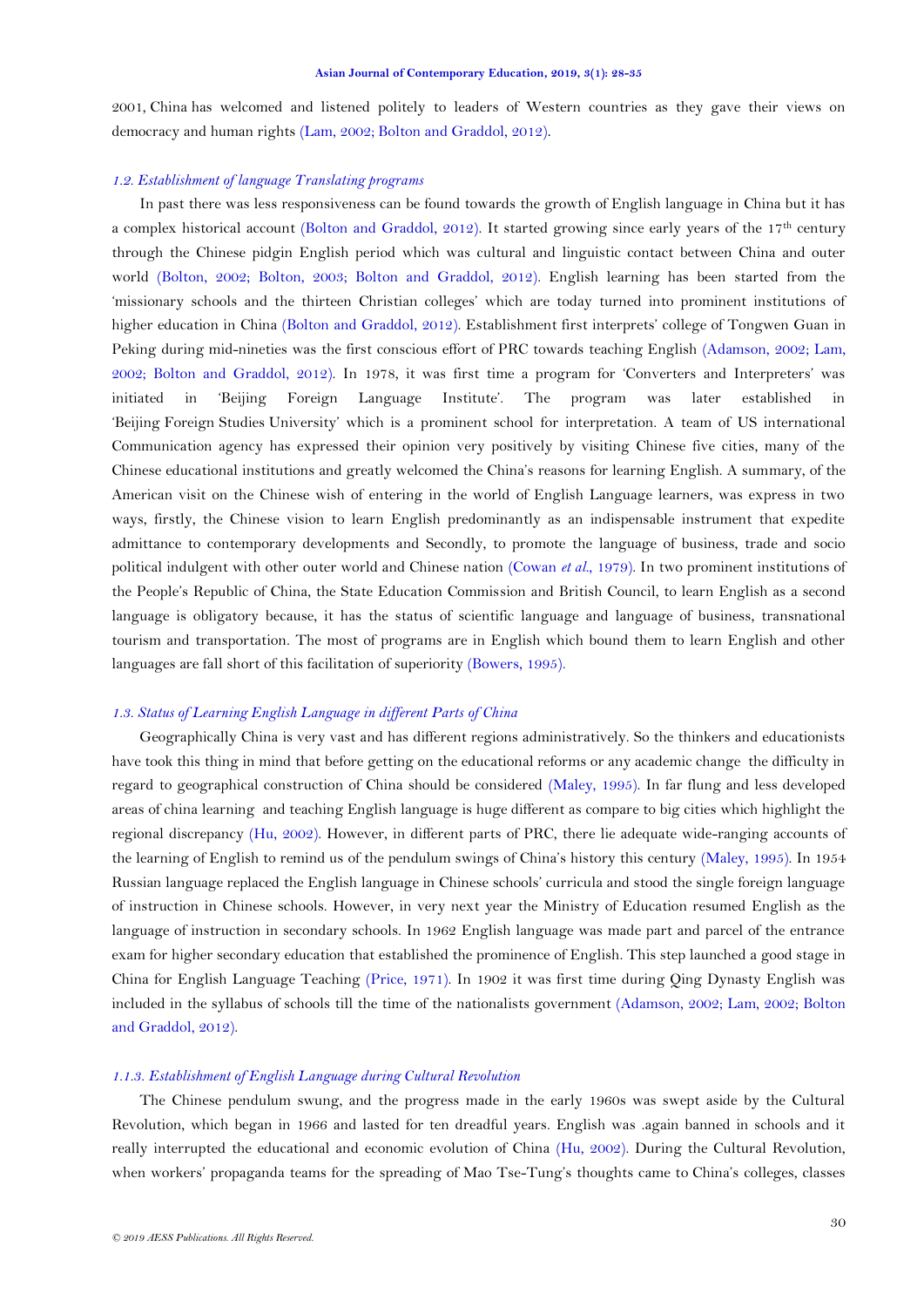2001, China has welcomed and listened politely to leaders of Western countries as they gave their views on democracy and human rights (Lam, 2002; Bolton and Graddol, 2012).

### *1.2. Establishment of language Translating programs*

In past there was less responsiveness can be found towards the growth of English language in China but it has a complex historical account (Bolton and Graddol, 2012). It started growing since early years of the 17th century through the Chinese pidgin English period which was cultural and linguistic contact between China and outer world (Bolton, 2002; Bolton, 2003; Bolton and Graddol, 2012). English learning has been started from the 'missionary schools and the thirteen Christian colleges' which are today turned into prominent institutions of higher education in China (Bolton and Graddol, 2012). Establishment first interprets' college of Tongwen Guan in Peking during mid-nineties was the first conscious effort of PRC towards teaching English (Adamson, 2002; Lam, 2002; Bolton and Graddol, 2012). In 1978, it was first time a program for 'Converters and Interpreters' was initiated in 'Beijing Foreign Language Institute'. The program was later established in 'Beijing Foreign Studies University' which is a prominent school for interpretation. A team of US international Communication agency has expressed their opinion very positively by visiting Chinese five cities, many of the Chinese educational institutions and greatly welcomed the China's reasons for learning English. A summary, of the American visit on the Chinese wish of entering in the world of English Language learners, was express in two ways, firstly, the Chinese vision to learn English predominantly as an indispensable instrument that expedite admittance to contemporary developments and Secondly, to promote the language of business, trade and socio political indulgent with other outer world and Chinese nation (Cowan *et al.*, 1979). In two prominent institutions of the People's Republic of China, the State Education Commission and British Council, to learn English as a second language is obligatory because, it has the status of scientific language and language of business, transnational tourism and transportation. The most of programs are in English which bound them to learn English and other languages are fall short of this facilitation of superiority (Bowers, 1995).

### *1.3. Status of Learning English Language in different Parts of China*

Geographically China is very vast and has different regions administratively. So the thinkers and educationists have took this thing in mind that before getting on the educational reforms or any academic change the difficulty in regard to geographical construction of China should be considered (Maley, 1995). In far flung and less developed areas of china learning and teaching English language is huge different as compare to big cities which highlight the regional discrepancy (Hu, 2002). However, in different parts of PRC, there lie adequate wide-ranging accounts of the learning of English to remind us of the pendulum swings of China's history this century (Maley, 1995). In 1954 Russian language replaced the English language in Chinese schools' curricula and stood the single foreign language of instruction in Chinese schools. However, in very next year the Ministry of Education resumed English as the language of instruction in secondary schools. In 1962 English language was made part and parcel of the entrance exam for higher secondary education that established the prominence of English. This step launched a good stage in China for English Language Teaching (Price, 1971). In 1902 it was first time during Qing Dynasty English was included in the syllabus of schools till the time of the nationalists government (Adamson, 2002; Lam, 2002; Bolton and Graddol, 2012).

#### *1.1.3. Establishment of English Language during Cultural Revolution*

The Chinese pendulum swung, and the progress made in the early 1960s was swept aside by the Cultural Revolution, which began in 1966 and lasted for ten dreadful years. English was .again banned in schools and it really interrupted the educational and economic evolution of China (Hu, 2002). During the Cultural Revolution, when workers' propaganda teams for the spreading of Mao Tse-Tung's thoughts came to China's colleges, classes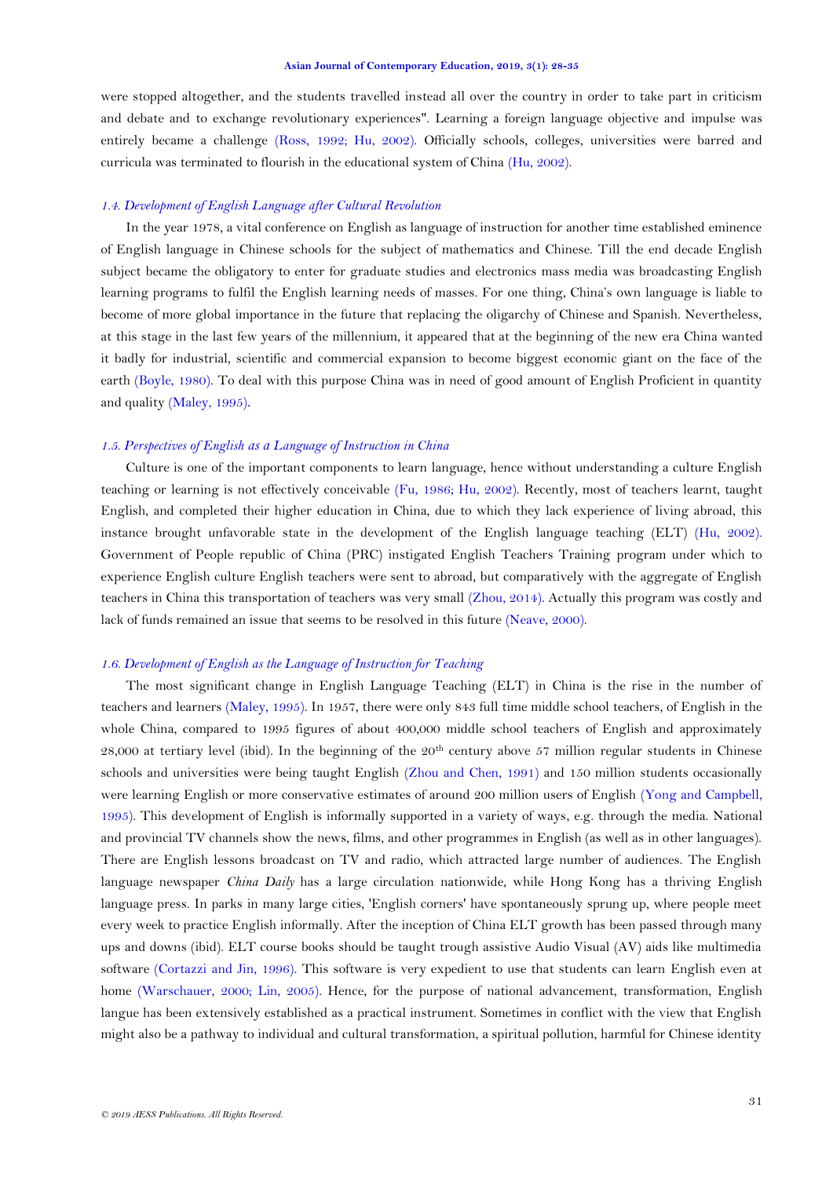were stopped altogether, and the students travelled instead all over the country in order to take part in criticism and debate and to exchange revolutionary experiences". Learning a foreign language objective and impulse was entirely became a challenge (Ross, 1992; Hu, 2002). Officially schools, colleges, universities were barred and curricula was terminated to flourish in the educational system of China (Hu, 2002).

### *1.4. Development of English Language after Cultural Revolution*

In the year 1978, a vital conference on English as language of instruction for another time established eminence of English language in Chinese schools for the subject of mathematics and Chinese. Till the end decade English subject became the obligatory to enter for graduate studies and electronics mass media was broadcasting English learning programs to fulfil the English learning needs of masses. For one thing, China's own language is liable to become of more global importance in the future that replacing the oligarchy of Chinese and Spanish. Nevertheless, at this stage in the last few years of the millennium, it appeared that at the beginning of the new era China wanted it badly for industrial, scientific and commercial expansion to become biggest economic giant on the face of the earth (Boyle, 1980). To deal with this purpose China was in need of good amount of English Proficient in quantity and quality (Maley, 1995).

### *1.5. Perspectives of English as a Language of Instruction in China*

Culture is one of the important components to learn language, hence without understanding a culture English teaching or learning is not effectively conceivable (Fu, 1986; Hu, 2002). Recently, most of teachers learnt, taught English, and completed their higher education in China, due to which they lack experience of living abroad, this instance brought unfavorable state in the development of the English language teaching (ELT) (Hu, 2002). Government of People republic of China (PRC) instigated English Teachers Training program under which to experience English culture English teachers were sent to abroad, but comparatively with the aggregate of English teachers in China this transportation of teachers was very small (Zhou, 2014). Actually this program was costly and lack of funds remained an issue that seems to be resolved in this future (Neave, 2000).

### *1.6. Development of English as the Language of Instruction for Teaching*

The most significant change in English Language Teaching (ELT) in China is the rise in the number of teachers and learners (Maley, 1995). In 1957, there were only 843 full time middle school teachers, of English in the whole China, compared to 1995 figures of about 400,000 middle school teachers of English and approximately 28,000 at tertiary level (ibid). In the beginning of the 20th century above 57 million regular students in Chinese schools and universities were being taught English (Zhou and Chen, 1991) and 150 million students occasionally were learning English or more conservative estimates of around 200 million users of English (Yong and Campbell, 1995). This development of English is informally supported in a variety of ways, e.g. through the media. National and provincial TV channels show the news, films, and other programmes in English (as well as in other languages). There are English lessons broadcast on TV and radio, which attracted large number of audiences. The English language newspaper *China Daily* has a large circulation nationwide, while Hong Kong has a thriving English language press. In parks in many large cities, 'English corners' have spontaneously sprung up, where people meet every week to practice English informally. After the inception of China ELT growth has been passed through many ups and downs (ibid). ELT course books should be taught trough assistive Audio Visual (AV) aids like multimedia software (Cortazzi and Jin, 1996). This software is very expedient to use that students can learn English even at home (Warschauer, 2000; Lin, 2005). Hence, for the purpose of national advancement, transformation, English langue has been extensively established as a practical instrument. Sometimes in conflict with the view that English might also be a pathway to individual and cultural transformation, a spiritual pollution, harmful for Chinese identity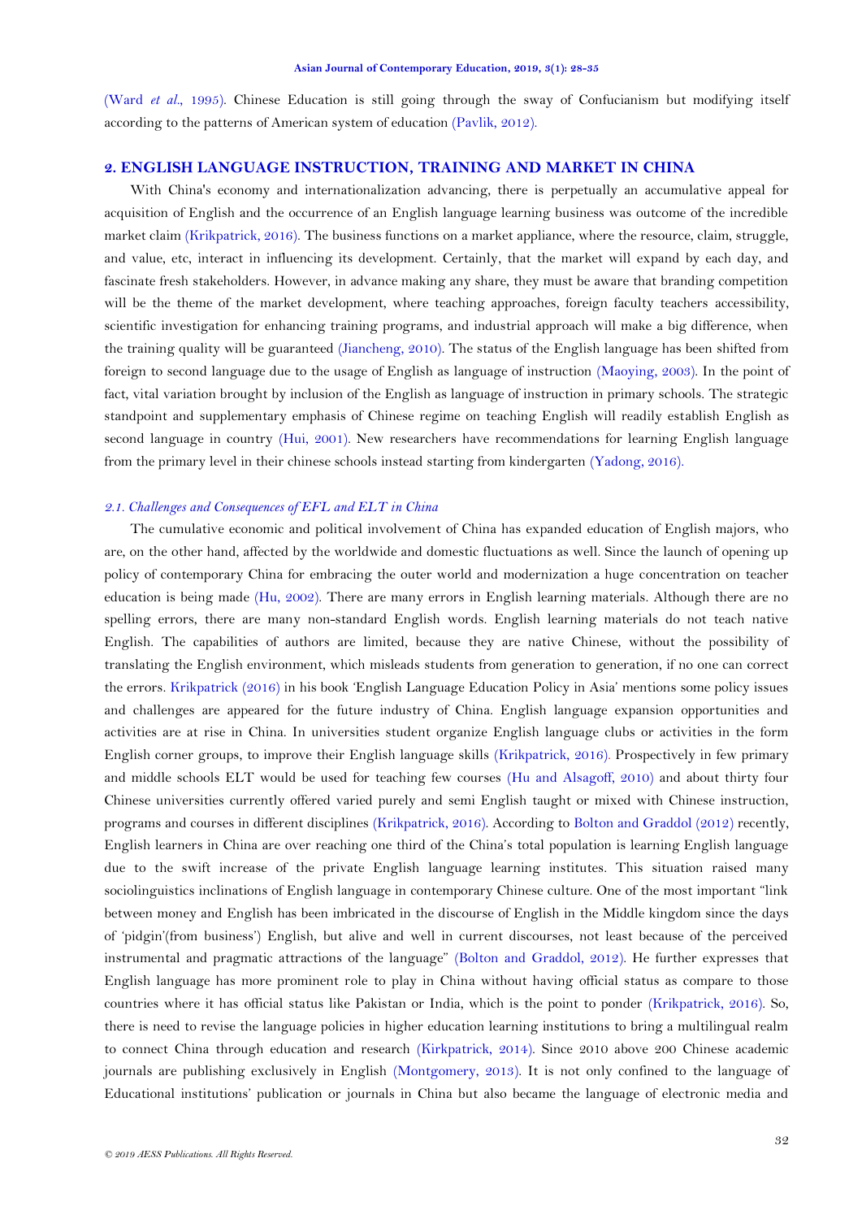(Ward *et al.*, 1995). Chinese Education is still going through the sway of Confucianism but modifying itself according to the patterns of American system of education (Pavlik, 2012).

## 2. ENGLISH LANGUAGE INSTRUCTION, TRAINING AND MARKET IN CHINA

With China's economy and internationalization advancing, there is perpetually an accumulative appeal for acquisition of English and the occurrence of an English language learning business was outcome of the incredible market claim (Krikpatrick, 2016). The business functions on a market appliance, where the resource, claim, struggle, and value, etc, interact in influencing its development. Certainly, that the market will expand by each day, and fascinate fresh stakeholders. However, in advance making any share, they must be aware that branding competition will be the theme of the market development, where teaching approaches, foreign faculty teachers accessibility, scientific investigation for enhancing training programs, and industrial approach will make a big difference, when the training quality will be guaranteed (Jiancheng, 2010). The status of the English language has been shifted from foreign to second language due to the usage of English as language of instruction (Maoying, 2003). In the point of fact, vital variation brought by inclusion of the English as language of instruction in primary schools. The strategic standpoint and supplementary emphasis of Chinese regime on teaching English will readily establish English as second language in country (Hui, 2001). New researchers have recommendations for learning English language from the primary level in their chinese schools instead starting from kindergarten (Yadong, 2016).

### *2.1. Challenges and Consequences of EFL and ELT in China*

The cumulative economic and political involvement of China has expanded education of English majors, who are, on the other hand, affected by the worldwide and domestic fluctuations as well. Since the launch of opening up policy of contemporary China for embracing the outer world and modernization a huge concentration on teacher education is being made (Hu, 2002). There are many errors in English learning materials. Although there are no spelling errors, there are many non-standard English words. English learning materials do not teach native English. The capabilities of authors are limited, because they are native Chinese, without the possibility of translating the English environment, which misleads students from generation to generation, if no one can correct the errors. Krikpatrick (2016) in his book 'English Language Education Policy in Asia' mentions some policy issues and challenges are appeared for the future industry of China. English language expansion opportunities and activities are at rise in China. In universities student organize English language clubs or activities in the form English corner groups, to improve their English language skills (Krikpatrick, 2016). Prospectively in few primary and middle schools ELT would be used for teaching few courses (Hu and Alsagoff, 2010) and about thirty four Chinese universities currently offered varied purely and semi English taught or mixed with Chinese instruction, programs and courses in different disciplines (Krikpatrick, 2016). According to Bolton and Graddol (2012) recently, English learners in China are over reaching one third of the China's total population is learning English language due to the swift increase of the private English language learning institutes. This situation raised many sociolinguistics inclinations of English language in contemporary Chinese culture. One of the most important "link between money and English has been imbricated in the discourse of English in the Middle kingdom since the days of 'pidgin'(from business') English, but alive and well in current discourses, not least because of the perceived instrumental and pragmatic attractions of the language" (Bolton and Graddol, 2012). He further expresses that English language has more prominent role to play in China without having official status as compare to those countries where it has official status like Pakistan or India, which is the point to ponder (Krikpatrick, 2016). So, there is need to revise the language policies in higher education learning institutions to bring a multilingual realm to connect China through education and research (Kirkpatrick, 2014). Since 2010 above 200 Chinese academic journals are publishing exclusively in English (Montgomery, 2013). It is not only confined to the language of Educational institutions' publication or journals in China but also became the language of electronic media and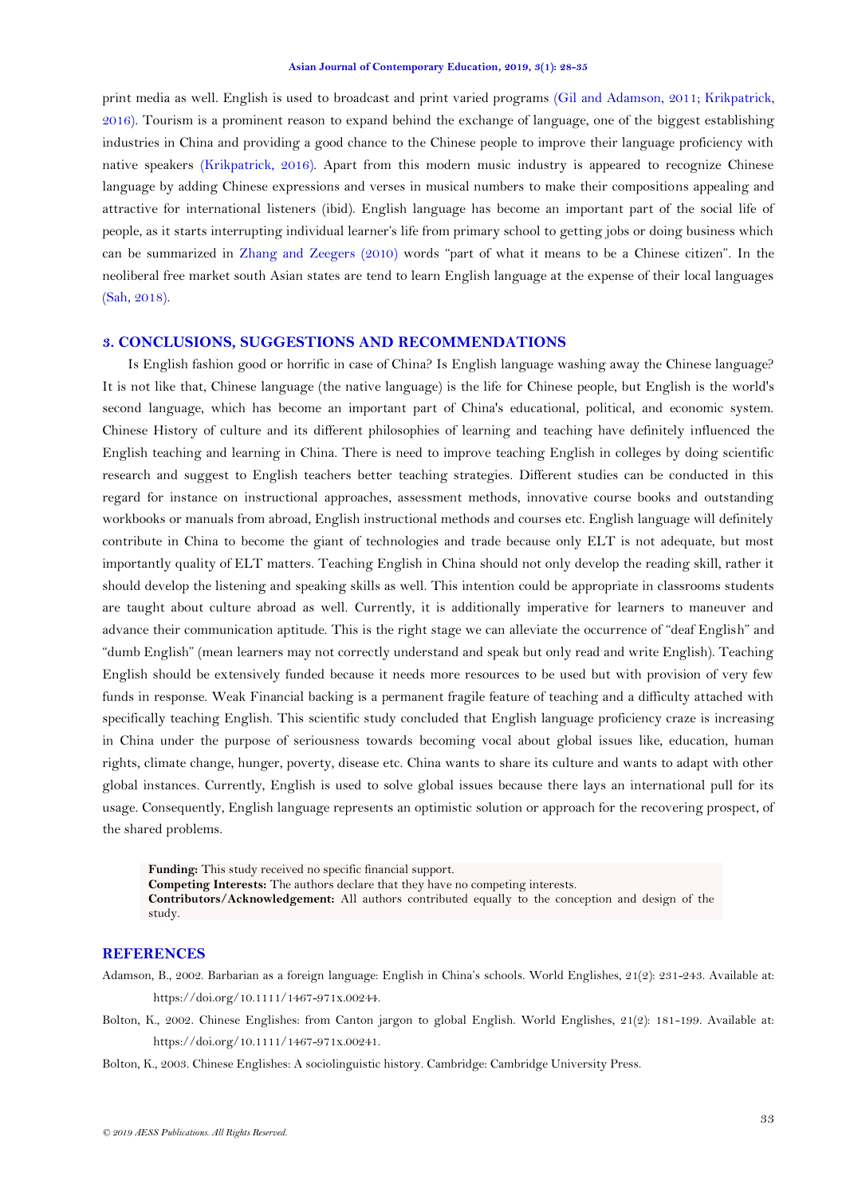print media as well. English is used to broadcast and print varied programs (Gil and Adamson, 2011; Krikpatrick, 2016). Tourism is a prominent reason to expand behind the exchange of language, one of the biggest establishing industries in China and providing a good chance to the Chinese people to improve their language proficiency with native speakers (Krikpatrick, 2016). Apart from this modern music industry is appeared to recognize Chinese language by adding Chinese expressions and verses in musical numbers to make their compositions appealing and attractive for international listeners (ibid). English language has become an important part of the social life of people, as it starts interrupting individual learner's life from primary school to getting jobs or doing business which can be summarized in Zhang and Zeegers (2010) words "part of what it means to be a Chinese citizen". In the neoliberal free market south Asian states are tend to learn English language at the expense of their local languages (Sah, 2018).

## 3. CONCLUSIONS, SUGGESTIONS AND RECOMMENDATIONS

Is English fashion good or horrific in case of China? Is English language washing away the Chinese language? It is not like that, Chinese language (the native language) is the life for Chinese people, but English is the world's second language, which has become an important part of China's educational, political, and economic system. Chinese History of culture and its different philosophies of learning and teaching have definitely influenced the English teaching and learning in China. There is need to improve teaching English in colleges by doing scientific research and suggest to English teachers better teaching strategies. Different studies can be conducted in this regard for instance on instructional approaches, assessment methods, innovative course books and outstanding workbooks or manuals from abroad, English instructional methods and courses etc. English language will definitely contribute in China to become the giant of technologies and trade because only ELT is not adequate, but most importantly quality of ELT matters. Teaching English in China should not only develop the reading skill, rather it should develop the listening and speaking skills as well. This intention could be appropriate in classrooms students are taught about culture abroad as well. Currently, it is additionally imperative for learners to maneuver and advance their communication aptitude. This is the right stage we can alleviate the occurrence of "deaf English" and "dumb English" (mean learners may not correctly understand and speak but only read and write English). Teaching English should be extensively funded because it needs more resources to be used but with provision of very few funds in response. Weak Financial backing is a permanent fragile feature of teaching and a difficulty attached with specifically teaching English. This scientific study concluded that English language proficiency craze is increasing in China under the purpose of seriousness towards becoming vocal about global issues like, education, human rights, climate change, hunger, poverty, disease etc. China wants to share its culture and wants to adapt with other global instances. Currently, English is used to solve global issues because there lays an international pull for its usage. Consequently, English language represents an optimistic solution or approach for the recovering prospect, of the shared problems.

**Funding:** This study received no specific financial support.
**Competing Interests:** The authors declare that they have no competing interests.
**Contributors/Acknowledgement:** All authors contributed equally to the conception and design of the study.

## REFERENCES

Adamson, B., 2002. Barbarian as a foreign language: English in China's schools. World Englishes, 21(2): 231-243. Available at: https://doi.org/10.1111/1467-971x.00244.

Bolton, K., 2002. Chinese Englishes: from Canton jargon to global English. World Englishes, 21(2): 181-199. Available at: https://doi.org/10.1111/1467-971x.00241.

Bolton, K., 2003. Chinese Englishes: A sociolinguistic history. Cambridge: Cambridge University Press.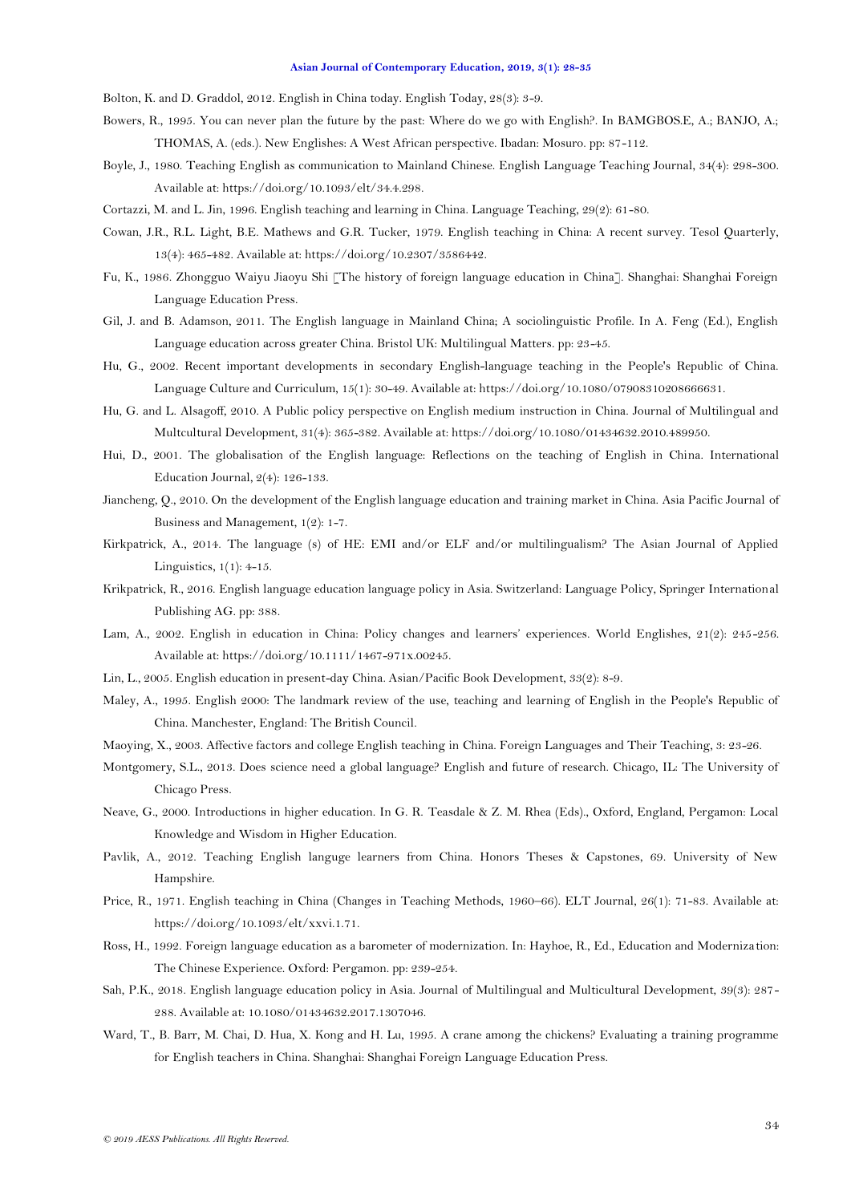Bolton, K. and D. Graddol, 2012. English in China today. English Today, 28(3): 3-9.

Bowers, R., 1995. You can never plan the future by the past: Where do we go with English?. In BAMGBOSE, A.; BANJO, A.; THOMAS, A. (eds.). New Englishes: A West African perspective. Ibadan: Mosuro. pp: 87-112.

Boyle, J., 1980. Teaching English as communication to Mainland Chinese. English Language Teaching Journal, 34(4): 298-300. Available at: https://doi.org/10.1093/elt/34.4.298.

Cortazzi, M. and L. Jin, 1996. English teaching and learning in China. Language Teaching, 29(2): 61-80.

Cowan, J.R., R.L. Light, B.E. Mathews and G.R. Tucker, 1979. English teaching in China: A recent survey. Tesol Quarterly, 13(4): 465-482. Available at: https://doi.org/10.2307/3586442.

Fu, K., 1986. Zhongguo Waiyu Jiaoyu Shi [The history of foreign language education in China]. Shanghai: Shanghai Foreign Language Education Press.

Gil, J. and B. Adamson, 2011. The English language in Mainland China; A sociolinguistic Profile. In A. Feng (Ed.), English Language education across greater China. Bristol UK: Multilingual Matters. pp: 23-45.

Hu, G., 2002. Recent important developments in secondary English-language teaching in the People's Republic of China. Language Culture and Curriculum, 15(1): 30-49. Available at: https://doi.org/10.1080/07908310208666631.

Hu, G. and L. Alsagoff, 2010. A Public policy perspective on English medium instruction in China. Journal of Multilingual and Multcultural Development, 31(4): 365-382. Available at: https://doi.org/10.1080/01434632.2010.489950.

Hui, D., 2001. The globalisation of the English language: Reflections on the teaching of English in China. International Education Journal, 2(4): 126-133.

Jiancheng, Q., 2010. On the development of the English language education and training market in China. Asia Pacific Journal of Business and Management, 1(2): 1-7.

Kirkpatrick, A., 2014. The language (s) of HE: EMI and/or ELF and/or multilingualism? The Asian Journal of Applied Linguistics, 1(1): 4-15.

Krikpatrick, R., 2016. English language education language policy in Asia. Switzerland: Language Policy, Springer International Publishing AG. pp: 388.

Lam, A., 2002. English in education in China: Policy changes and learners' experiences. World Englishes, 21(2): 245-256. Available at: https://doi.org/10.1111/1467-971x.00245.

Lin, L., 2005. English education in present-day China. Asian/Pacific Book Development, 33(2): 8-9.

Maley, A., 1995. English 2000: The landmark review of the use, teaching and learning of English in the People's Republic of China. Manchester, England: The British Council.

Maoying, X., 2003. Affective factors and college English teaching in China. Foreign Languages and Their Teaching, 3: 23-26.

Montgomery, S.L., 2013. Does science need a global language? English and future of research. Chicago, IL: The University of Chicago Press.

Neave, G., 2000. Introductions in higher education. In G. R. Teasdale & Z. M. Rhea (Eds)., Oxford, England, Pergamon: Local Knowledge and Wisdom in Higher Education.

Pavlik, A., 2012. Teaching English languge learners from China. Honors Theses & Capstones, 69. University of New Hampshire.

Price, R., 1971. English teaching in China (Changes in Teaching Methods, 1960–66). ELT Journal, 26(1): 71-83. Available at: https://doi.org/10.1093/elt/xxvi.1.71.

Ross, H., 1992. Foreign language education as a barometer of modernization. In: Hayhoe, R., Ed., Education and Modernization: The Chinese Experience. Oxford: Pergamon. pp: 239-254.

Sah, P.K., 2018. English language education policy in Asia. Journal of Multilingual and Multicultural Development, 39(3): 287-288. Available at: 10.1080/01434632.2017.1307046.

Ward, T., B. Barr, M. Chai, D. Hua, X. Kong and H. Lu, 1995. A crane among the chickens? Evaluating a training programme for English teachers in China. Shanghai: Shanghai Foreign Language Education Press.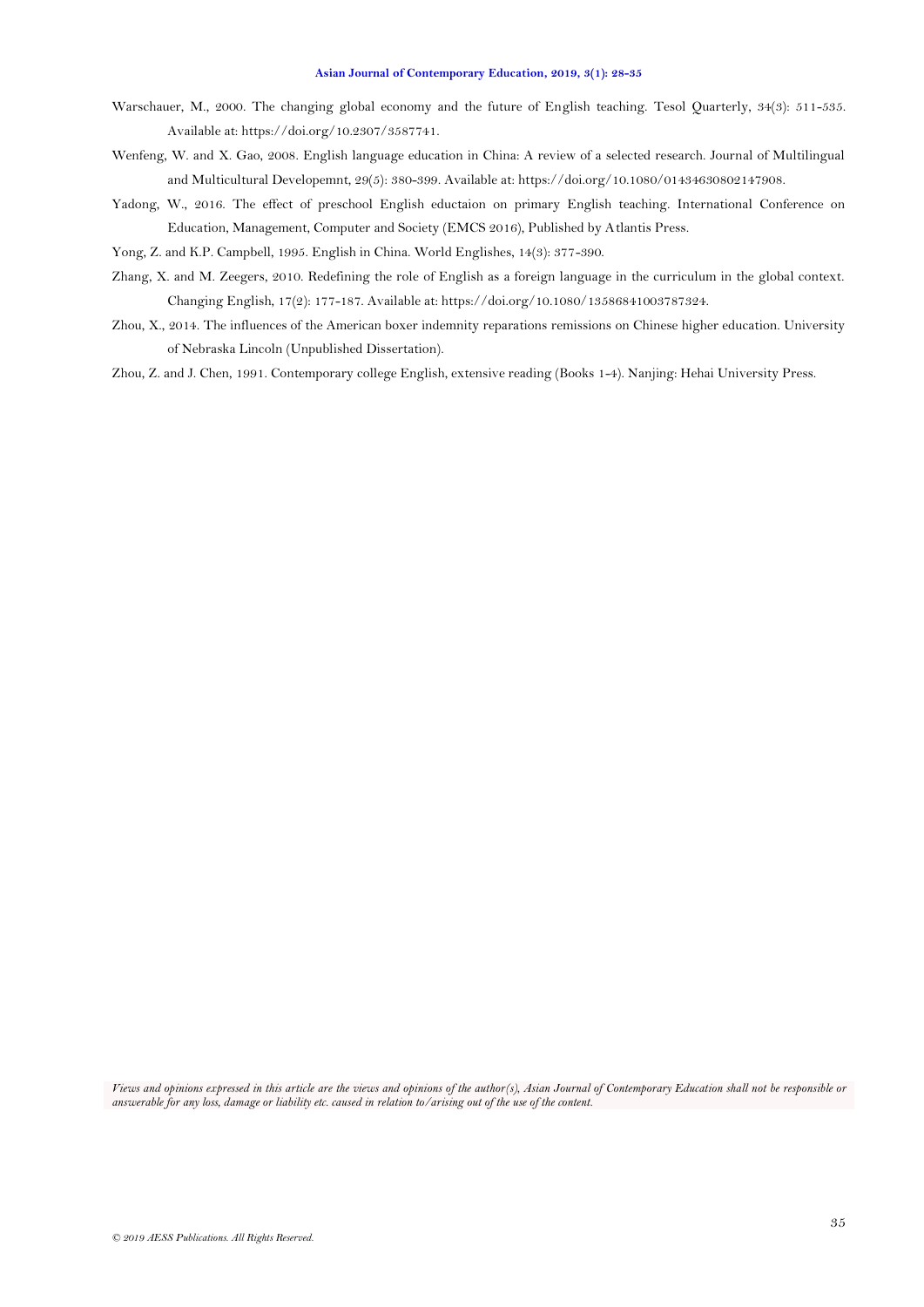Warschauer, M., 2000. The changing global economy and the future of English teaching. Tesol Quarterly, 34(3): 511-535. Available at: https://doi.org/10.2307/3587741.

Wenfeng, W. and X. Gao, 2008. English language education in China: A review of a selected research. Journal of Multilingual and Multicultural Developemnt, 29(5): 380-399. Available at: https://doi.org/10.1080/01434630802147908.

Yadong, W., 2016. The effect of preschool English eductaion on primary English teaching. International Conference on Education, Management, Computer and Society (EMCS 2016), Published by Atlantis Press.

Yong, Z. and K.P. Campbell, 1995. English in China. World Englishes, 14(3): 377-390.

Zhang, X. and M. Zeegers, 2010. Redefining the role of English as a foreign language in the curriculum in the global context. Changing English, 17(2): 177-187. Available at: https://doi.org/10.1080/13586841003787324.

Zhou, X., 2014. The influences of the American boxer indemnity reparations remissions on Chinese higher education. University of Nebraska Lincoln (Unpublished Dissertation).

Zhou, Z. and J. Chen, 1991. Contemporary college English, extensive reading (Books 1-4). Nanjing: Hehai University Press.

*Views and opinions expressed in this article are the views and opinions of the author(s), Asian Journal of Contemporary Education shall not be responsible or answerable for any loss, damage or liability etc. caused in relation to/arising out of the use of the content.*